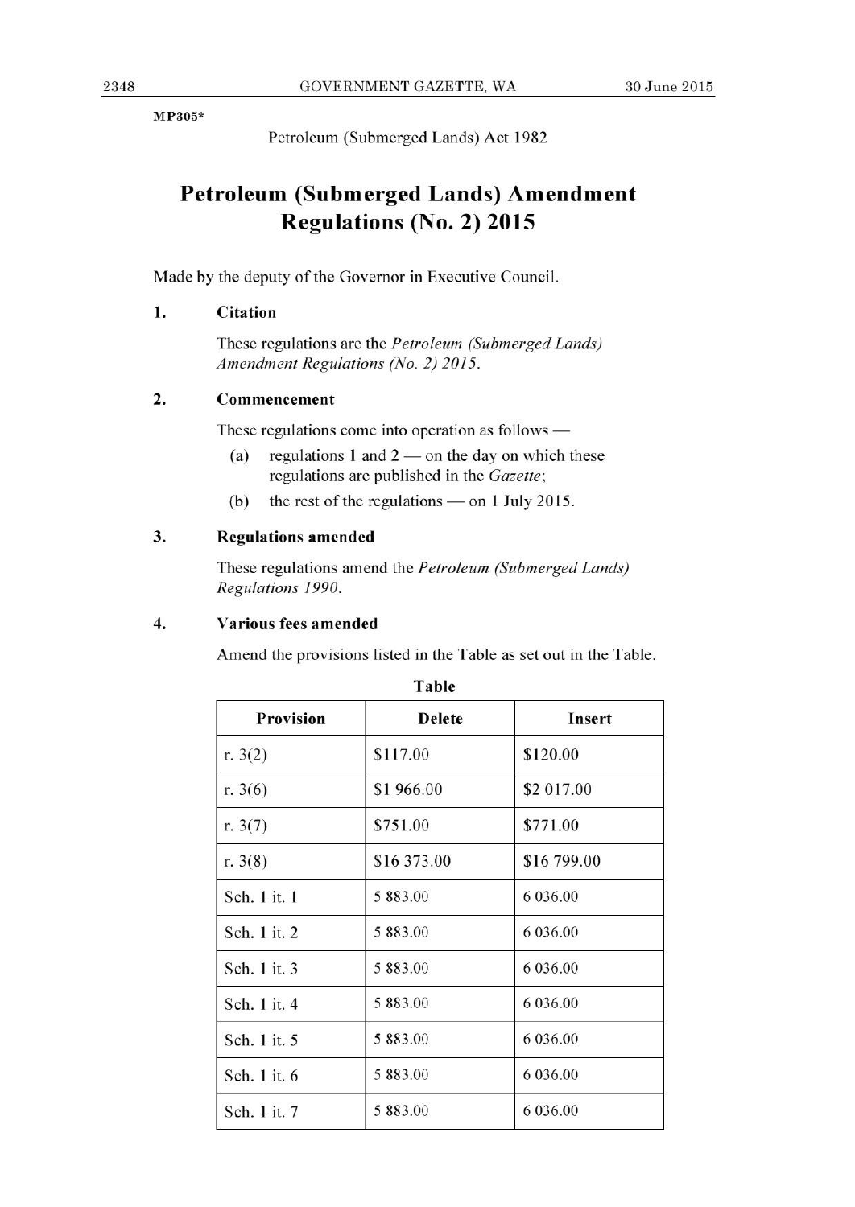MP305*

Petroleum (Submerged Lands) Act 1982

# Petroleum (Submerged Lands) Amendment Regulations (No. 2) 2015

Made by the deputy of the Governor in Executive Council.

## 1. Citation

These regulations are the *Petroleum (Submerged Lands) Amendment Regulations (No. 2) 2015*.

## 2. Commencement

These regulations come into operation as follows —

(a) regulations 1 and 2 — on the day on which these regulations are published in the *Gazette*;

(b) the rest of the regulations — on 1 July 2015.

## 3. Regulations amended

These regulations amend the *Petroleum (Submerged Lands) Regulations 1990*.

## 4. Various fees amended

Amend the provisions listed in the Table as set out in the Table.

**Table**

| Provision | Delete | Insert |
|---|---|---|
| r. 3(2) | $117.00 | $120.00 |
| r. 3(6) | $1 966.00 | $2 017.00 |
| r. 3(7) | $751.00 | $771.00 |
| r. 3(8) | $16 373.00 | $16 799.00 |
| Sch. 1 it. 1 | 5 883.00 | 6 036.00 |
| Sch. 1 it. 2 | 5 883.00 | 6 036.00 |
| Sch. 1 it. 3 | 5 883.00 | 6 036.00 |
| Sch. 1 it. 4 | 5 883.00 | 6 036.00 |
| Sch. 1 it. 5 | 5 883.00 | 6 036.00 |
| Sch. 1 it. 6 | 5 883.00 | 6 036.00 |
| Sch. 1 it. 7 | 5 883.00 | 6 036.00 |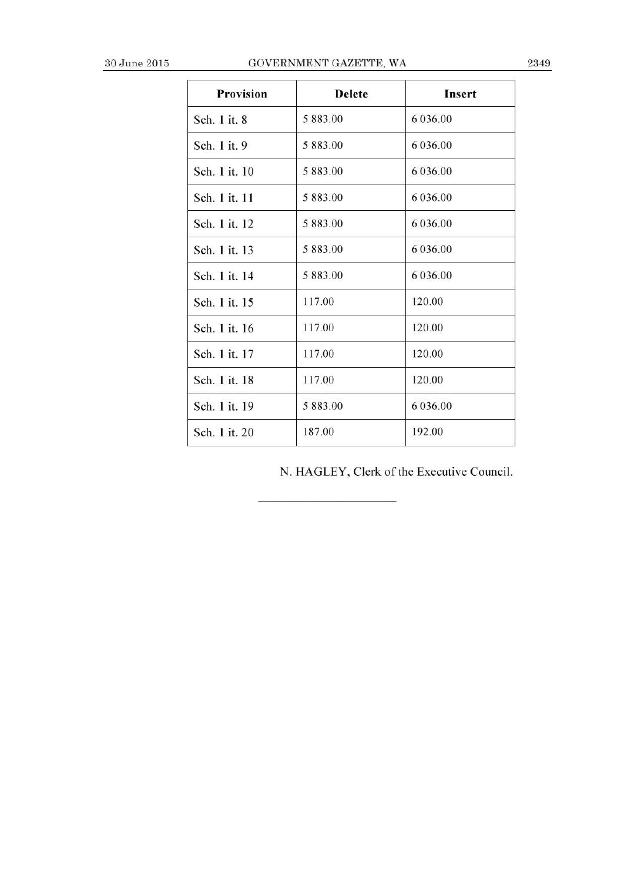| Provision | Delete | Insert |
|---|---|---|
| Sch. 1 it. 8 | 5 883.00 | 6 036.00 |
| Sch. 1 it. 9 | 5 883.00 | 6 036.00 |
| Sch. 1 it. 10 | 5 883.00 | 6 036.00 |
| Sch. 1 it. 11 | 5 883.00 | 6 036.00 |
| Sch. 1 it. 12 | 5 883.00 | 6 036.00 |
| Sch. 1 it. 13 | 5 883.00 | 6 036.00 |
| Sch. 1 it. 14 | 5 883.00 | 6 036.00 |
| Sch. 1 it. 15 | 117.00 | 120.00 |
| Sch. 1 it. 16 | 117.00 | 120.00 |
| Sch. 1 it. 17 | 117.00 | 120.00 |
| Sch. 1 it. 18 | 117.00 | 120.00 |
| Sch. 1 it. 19 | 5 883.00 | 6 036.00 |
| Sch. 1 it. 20 | 187.00 | 192.00 |

N. HAGLEY, Clerk of the Executive Council.

---